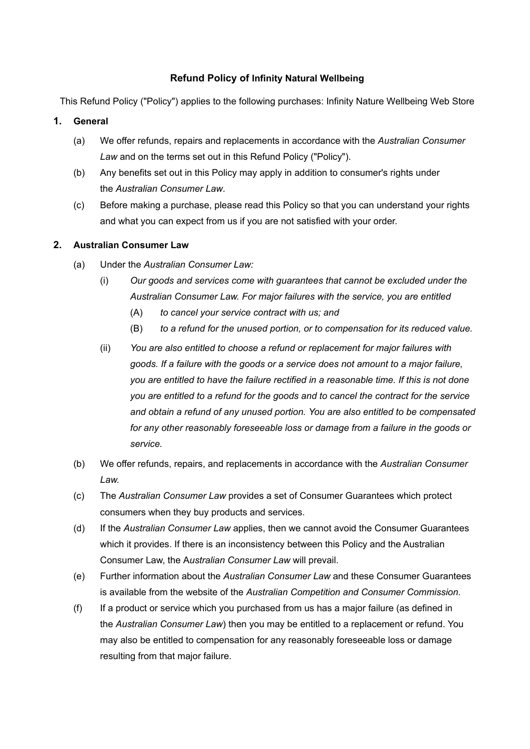# Refund Policy of Infinity Natural Wellbeing

This Refund Policy ("Policy") applies to the following purchases: Infinity Nature Wellbeing Web Store

## 1. General

(a) We offer refunds, repairs and replacements in accordance with the *Australian Consumer Law* and on the terms set out in this Refund Policy ("Policy").

(b) Any benefits set out in this Policy may apply in addition to consumer's rights under the *Australian Consumer Law*.

(c) Before making a purchase, please read this Policy so that you can understand your rights and what you can expect from us if you are not satisfied with your order.

## 2. Australian Consumer Law

(a) Under the *Australian Consumer Law:*

  (i) *Our goods and services come with guarantees that cannot be excluded under the Australian Consumer Law. For major failures with the service, you are entitled*

    (A) *to cancel your service contract with us; and*

    (B) *to a refund for the unused portion, or to compensation for its reduced value.*

  (ii) *You are also entitled to choose a refund or replacement for major failures with goods. If a failure with the goods or a service does not amount to a major failure, you are entitled to have the failure rectified in a reasonable time. If this is not done you are entitled to a refund for the goods and to cancel the contract for the service and obtain a refund of any unused portion. You are also entitled to be compensated for any other reasonably foreseeable loss or damage from a failure in the goods or service.*

(b) We offer refunds, repairs, and replacements in accordance with the *Australian Consumer Law.*

(c) The *Australian Consumer Law* provides a set of Consumer Guarantees which protect consumers when they buy products and services.

(d) If the *Australian Consumer Law* applies, then we cannot avoid the Consumer Guarantees which it provides. If there is an inconsistency between this Policy and the Australian Consumer Law, the A*ustralian Consumer Law* will prevail.

(e) Further information about the *Australian Consumer Law* and these Consumer Guarantees is available from the website of the *Australian Competition and Consumer Commission*.

(f) If a product or service which you purchased from us has a major failure (as defined in the *Australian Consumer Law*) then you may be entitled to a replacement or refund. You may also be entitled to compensation for any reasonably foreseeable loss or damage resulting from that major failure.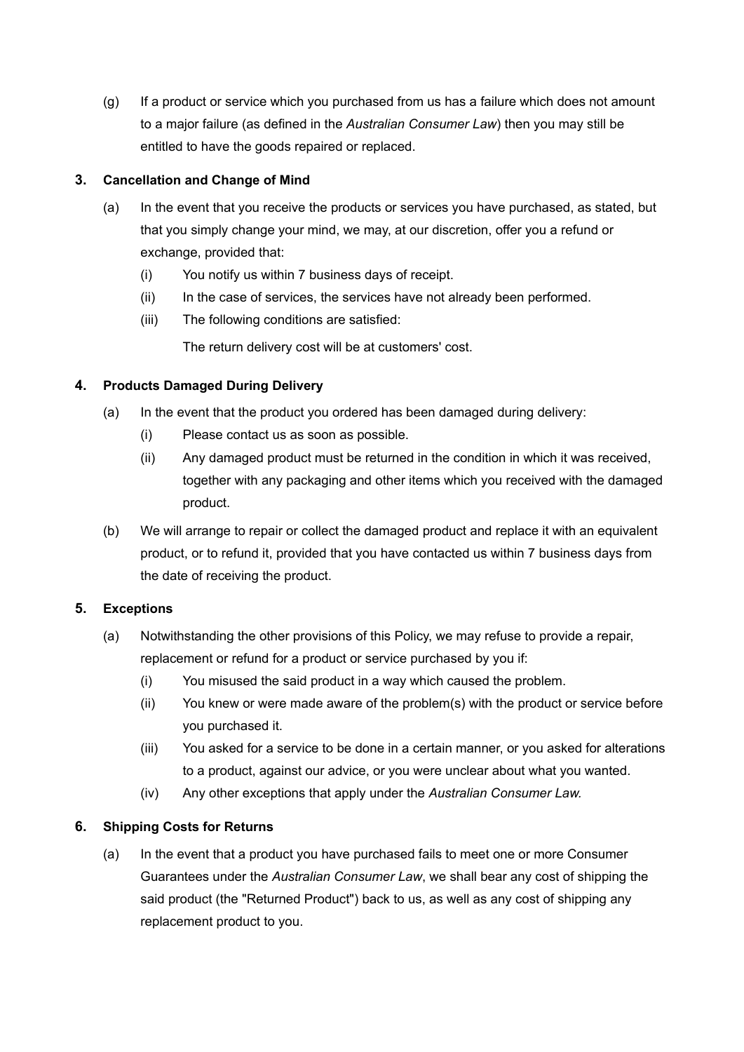(g) If a product or service which you purchased from us has a failure which does not amount to a major failure (as defined in the *Australian Consumer Law*) then you may still be entitled to have the goods repaired or replaced.

## 3. Cancellation and Change of Mind

(a) In the event that you receive the products or services you have purchased, as stated, but that you simply change your mind, we may, at our discretion, offer you a refund or exchange, provided that:

  (i) You notify us within 7 business days of receipt.

  (ii) In the case of services, the services have not already been performed.

  (iii) The following conditions are satisfied:

  The return delivery cost will be at customers' cost.

## 4. Products Damaged During Delivery

(a) In the event that the product you ordered has been damaged during delivery:

  (i) Please contact us as soon as possible.

  (ii) Any damaged product must be returned in the condition in which it was received, together with any packaging and other items which you received with the damaged product.

(b) We will arrange to repair or collect the damaged product and replace it with an equivalent product, or to refund it, provided that you have contacted us within 7 business days from the date of receiving the product.

## 5. Exceptions

(a) Notwithstanding the other provisions of this Policy, we may refuse to provide a repair, replacement or refund for a product or service purchased by you if:

  (i) You misused the said product in a way which caused the problem.

  (ii) You knew or were made aware of the problem(s) with the product or service before you purchased it.

  (iii) You asked for a service to be done in a certain manner, or you asked for alterations to a product, against our advice, or you were unclear about what you wanted.

  (iv) Any other exceptions that apply under the *Australian Consumer Law.*

## 6. Shipping Costs for Returns

(a) In the event that a product you have purchased fails to meet one or more Consumer Guarantees under the *Australian Consumer Law*, we shall bear any cost of shipping the said product (the "Returned Product") back to us, as well as any cost of shipping any replacement product to you.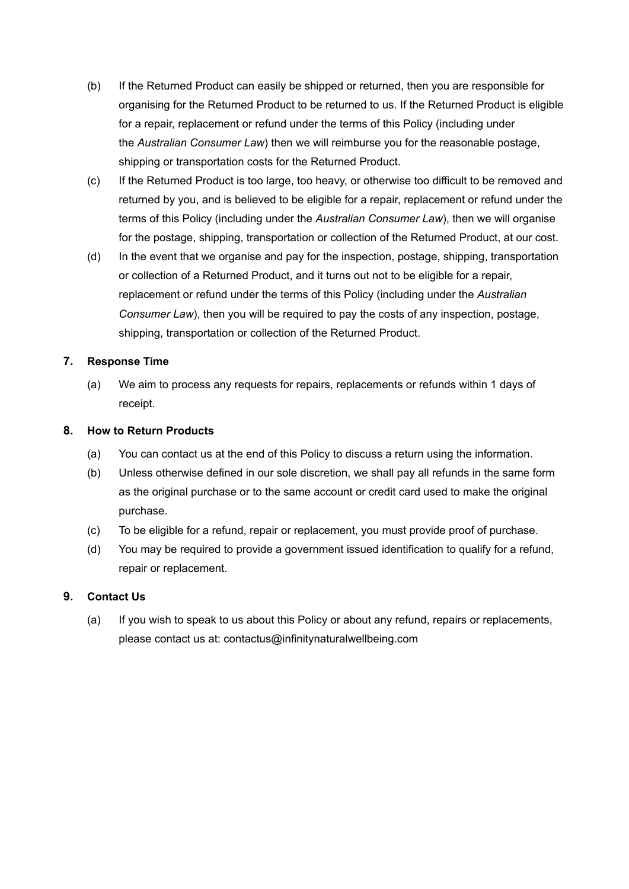(b) If the Returned Product can easily be shipped or returned, then you are responsible for organising for the Returned Product to be returned to us. If the Returned Product is eligible for a repair, replacement or refund under the terms of this Policy (including under the *Australian Consumer Law*) then we will reimburse you for the reasonable postage, shipping or transportation costs for the Returned Product.

(c) If the Returned Product is too large, too heavy, or otherwise too difficult to be removed and returned by you, and is believed to be eligible for a repair, replacement or refund under the terms of this Policy (including under the *Australian Consumer Law*), then we will organise for the postage, shipping, transportation or collection of the Returned Product, at our cost.

(d) In the event that we organise and pay for the inspection, postage, shipping, transportation or collection of a Returned Product, and it turns out not to be eligible for a repair, replacement or refund under the terms of this Policy (including under the *Australian Consumer Law*), then you will be required to pay the costs of any inspection, postage, shipping, transportation or collection of the Returned Product.

## 7. Response Time

(a) We aim to process any requests for repairs, replacements or refunds within 1 days of receipt.

## 8. How to Return Products

(a) You can contact us at the end of this Policy to discuss a return using the information.

(b) Unless otherwise defined in our sole discretion, we shall pay all refunds in the same form as the original purchase or to the same account or credit card used to make the original purchase.

(c) To be eligible for a refund, repair or replacement, you must provide proof of purchase.

(d) You may be required to provide a government issued identification to qualify for a refund, repair or replacement.

## 9. Contact Us

(a) If you wish to speak to us about this Policy or about any refund, repairs or replacements, please contact us at: contactus@infinitynaturalwellbeing.com